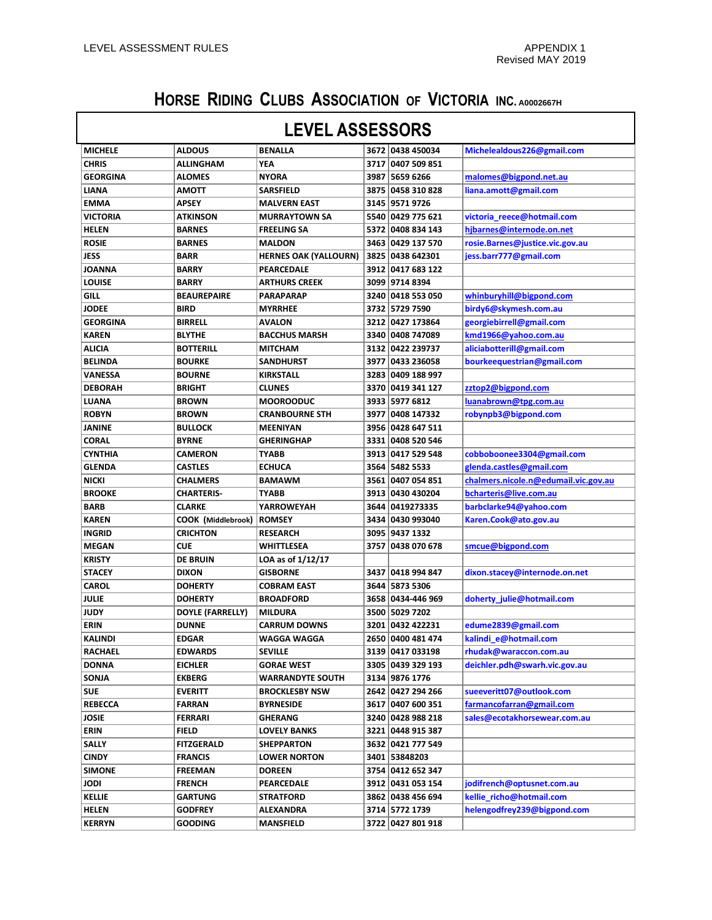LEVEL ASSESSMENT RULES

APPENDIX 1
Revised MAY 2019

# HORSE RIDING CLUBS ASSOCIATION OF VICTORIA INC. A0002667H

## LEVEL ASSESSORS

| | | | | | |
|---|---|---|---|---|---|
| MICHELE | ALDOUS | BENALLA | 3672 | 0438 450034 | Michelealdous226@gmail.com |
| CHRIS | ALLINGHAM | YEA | 3717 | 0407 509 851 | |
| GEORGINA | ALOMES | NYORA | 3987 | 5659 6266 | malomes@bigpond.net.au |
| LIANA | AMOTT | SARSFIELD | 3875 | 0458 310 828 | liana.amott@gmail.com |
| EMMA | APSEY | MALVERN EAST | 3145 | 9571 9726 | |
| VICTORIA | ATKINSON | MURRAYTOWN SA | 5540 | 0429 775 621 | victoria_reece@hotmail.com |
| HELEN | BARNES | FREELING SA | 5372 | 0408 834 143 | hjbarnes@internode.on.net |
| ROSIE | BARNES | MALDON | 3463 | 0429 137 570 | rosie.Barnes@justice.vic.gov.au |
| JESS | BARR | HERNES OAK (YALLOURN) | 3825 | 0438 642301 | jess.barr777@gmail.com |
| JOANNA | BARRY | PEARCEDALE | 3912 | 0417 683 122 | |
| LOUISE | BARRY | ARTHURS CREEK | 3099 | 9714 8394 | |
| GILL | BEAUREPAIRE | PARAPARAP | 3240 | 0418 553 050 | whinburyhill@bigpond.com |
| JODEE | BIRD | MYRRHEE | 3732 | 5729 7590 | birdy6@skymesh.com.au |
| GEORGINA | BIRRELL | AVALON | 3212 | 0427 173864 | georgiebirrell@gmail.com |
| KAREN | BLYTHE | BACCHUS MARSH | 3340 | 0408 747089 | kmd1966@yahoo.com.au |
| ALICIA | BOTTERILL | MITCHAM | 3132 | 0422 239737 | aliciabotterill@gmail.com |
| BELINDA | BOURKE | SANDHURST | 3977 | 0433 236058 | bourkeequestrian@gmail.com |
| VANESSA | BOURNE | KIRKSTALL | 3283 | 0409 188 997 | |
| DEBORAH | BRIGHT | CLUNES | 3370 | 0419 341 127 | zztop2@bigpond.com |
| LUANA | BROWN | MOOROODUC | 3933 | 5977 6812 | luanabrown@tpg.com.au |
| ROBYN | BROWN | CRANBOURNE STH | 3977 | 0408 147332 | robynpb3@bigpond.com |
| JANINE | BULLOCK | MEENIYAN | 3956 | 0428 647 511 | |
| CORAL | BYRNE | GHERINGHAP | 3331 | 0408 520 546 | |
| CYNTHIA | CAMERON | TYABB | 3913 | 0417 529 548 | cobboboonee3304@gmail.com |
| GLENDA | CASTLES | ECHUCA | 3564 | 5482 5533 | glenda.castles@gmail.com |
| NICKI | CHALMERS | BAMAWM | 3561 | 0407 054 851 | chalmers.nicole.n@edumail.vic.gov.au |
| BROOKE | CHARTERIS- | TYABB | 3913 | 0430 430204 | bcharteris@live.com.au |
| BARB | CLARKE | YARROWEYAH | 3644 | 0419273335 | barbclarke94@yahoo.com |
| KAREN | COOK (Middlebrook) | ROMSEY | 3434 | 0430 993040 | Karen.Cook@ato.gov.au |
| INGRID | CRICHTON | RESEARCH | 3095 | 9437 1332 | |
| MEGAN | CUE | WHITTLESEA | 3757 | 0438 070 678 | smcue@bigpond.com |
| KRISTY | DE BRUIN | LOA as of 1/12/17 | | | |
| STACEY | DIXON | GISBORNE | 3437 | 0418 994 847 | dixon.stacey@internode.on.net |
| CAROL | DOHERTY | COBRAM EAST | 3644 | 5873 5306 | |
| JULIE | DOHERTY | BROADFORD | 3658 | 0434-446 969 | doherty_julie@hotmail.com |
| JUDY | DOYLE (FARRELLY) | MILDURA | 3500 | 5029 7202 | |
| ERIN | DUNNE | CARRUM DOWNS | 3201 | 0432 422231 | edume2839@gmail.com |
| KALINDI | EDGAR | WAGGA WAGGA | 2650 | 0400 481 474 | kalindi_e@hotmail.com |
| RACHAEL | EDWARDS | SEVILLE | 3139 | 0417 033198 | rhudak@waraccon.com.au |
| DONNA | EICHLER | GORAE WEST | 3305 | 0439 329 193 | deichler.pdh@swarh.vic.gov.au |
| SONJA | EKBERG | WARRANDYTE SOUTH | 3134 | 9876 1776 | |
| SUE | EVERITT | BROCKLESBY NSW | 2642 | 0427 294 266 | sueeveritt07@outlook.com |
| REBECCA | FARRAN | BYRNESIDE | 3617 | 0407 600 351 | farmancofarran@gmail.com |
| JOSIE | FERRARI | GHERANG | 3240 | 0428 988 218 | sales@ecotakhorsewear.com.au |
| ERIN | FIELD | LOVELY BANKS | 3221 | 0448 915 387 | |
| SALLY | FITZGERALD | SHEPPARTON | 3632 | 0421 777 549 | |
| CINDY | FRANCIS | LOWER NORTON | 3401 | 53848203 | |
| SIMONE | FREEMAN | DOREEN | 3754 | 0412 652 347 | |
| JODI | FRENCH | PEARCEDALE | 3912 | 0431 053 154 | jodifrench@optusnet.com.au |
| KELLIE | GARTUNG | STRATFORD | 3862 | 0438 456 694 | kellie_richo@hotmail.com |
| HELEN | GODFREY | ALEXANDRA | 3714 | 5772 1739 | helengodfrey239@bigpond.com |
| KERRYN | GOODING | MANSFIELD | 3722 | 0427 801 918 | |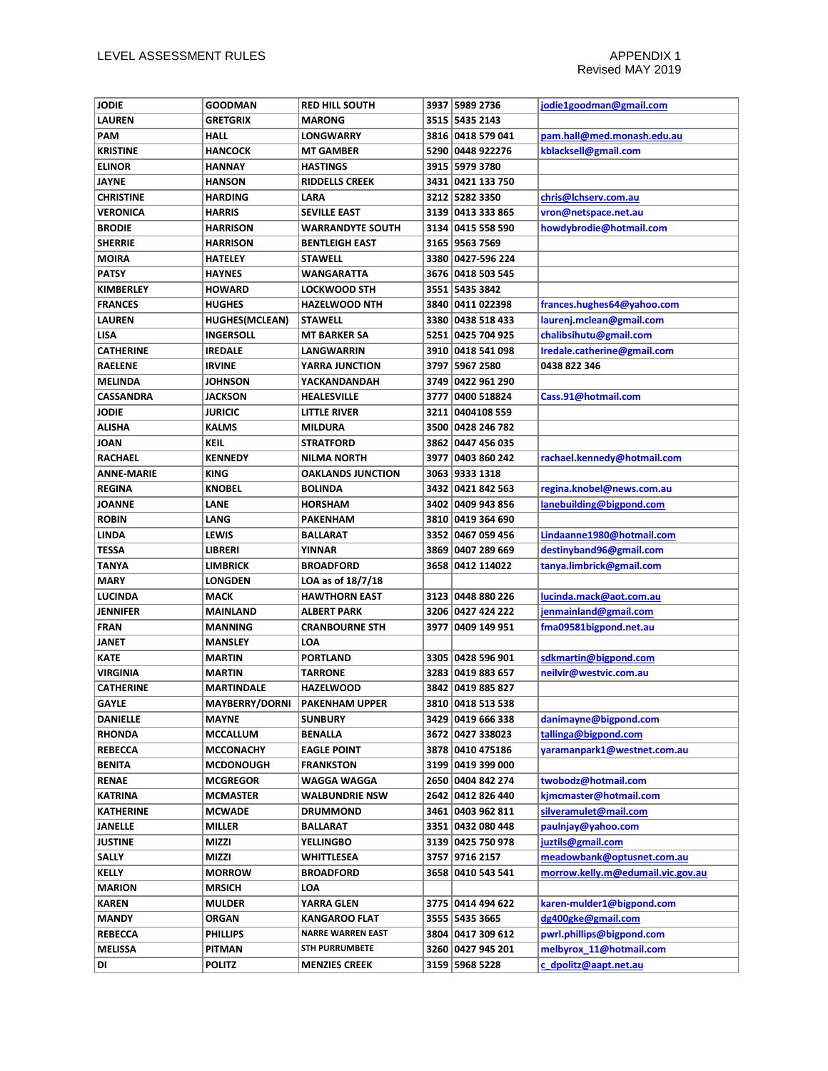| JODIE | GOODMAN | RED HILL SOUTH | 3937 | 5989 2736 | jodie1goodman@gmail.com |
|---|---|---|---|---|---|
| LAUREN | GRETGRIX | MARONG | 3515 | 5435 2143 | |
| PAM | HALL | LONGWARRY | 3816 | 0418 579 041 | pam.hall@med.monash.edu.au |
| KRISTINE | HANCOCK | MT GAMBER | 5290 | 0448 922276 | kblacksell@gmail.com |
| ELINOR | HANNAY | HASTINGS | 3915 | 5979 3780 | |
| JAYNE | HANSON | RIDDELLS CREEK | 3431 | 0421 133 750 | |
| CHRISTINE | HARDING | LARA | 3212 | 5282 3350 | chris@lchserv.com.au |
| VERONICA | HARRIS | SEVILLE EAST | 3139 | 0413 333 865 | vron@netspace.net.au |
| BRODIE | HARRISON | WARRANDYTE SOUTH | 3134 | 0415 558 590 | howdybrodie@hotmail.com |
| SHERRIE | HARRISON | BENTLEIGH EAST | 3165 | 9563 7569 | |
| MOIRA | HATELEY | STAWELL | 3380 | 0427-596 224 | |
| PATSY | HAYNES | WANGARATTA | 3676 | 0418 503 545 | |
| KIMBERLEY | HOWARD | LOCKWOOD STH | 3551 | 5435 3842 | |
| FRANCES | HUGHES | HAZELWOOD NTH | 3840 | 0411 022398 | frances.hughes64@yahoo.com |
| LAUREN | HUGHES(MCLEAN) | STAWELL | 3380 | 0438 518 433 | laurenj.mclean@gmail.com |
| LISA | INGERSOLL | MT BARKER SA | 5251 | 0425 704 925 | chalibsihutu@gmail.com |
| CATHERINE | IREDALE | LANGWARRIN | 3910 | 0418 541 098 | Iredale.catherine@gmail.com |
| RAELENE | IRVINE | YARRA JUNCTION | 3797 | 5967 2580 | 0438 822 346 |
| MELINDA | JOHNSON | YACKANDANDAH | 3749 | 0422 961 290 | |
| CASSANDRA | JACKSON | HEALESVILLE | 3777 | 0400 518824 | Cass.91@hotmail.com |
| JODIE | JURICIC | LITTLE RIVER | 3211 | 0404108 559 | |
| ALISHA | KALMS | MILDURA | 3500 | 0428 246 782 | |
| JOAN | KEIL | STRATFORD | 3862 | 0447 456 035 | |
| RACHAEL | KENNEDY | NILMA NORTH | 3977 | 0403 860 242 | rachael.kennedy@hotmail.com |
| ANNE-MARIE | KING | OAKLANDS JUNCTION | 3063 | 9333 1318 | |
| REGINA | KNOBEL | BOLINDA | 3432 | 0421 842 563 | regina.knobel@news.com.au |
| JOANNE | LANE | HORSHAM | 3402 | 0409 943 856 | lanebuilding@bigpond.com |
| ROBIN | LANG | PAKENHAM | 3810 | 0419 364 690 | |
| LINDA | LEWIS | BALLARAT | 3352 | 0467 059 456 | Lindaanne1980@hotmail.com |
| TESSA | LIBRERI | YINNAR | 3869 | 0407 289 669 | destinyband96@gmail.com |
| TANYA | LIMBRICK | BROADFORD | 3658 | 0412 114022 | tanya.limbrick@gmail.com |
| MARY | LONGDEN | LOA as of 18/7/18 | | | |
| LUCINDA | MACK | HAWTHORN EAST | 3123 | 0448 880 226 | lucinda.mack@aot.com.au |
| JENNIFER | MAINLAND | ALBERT PARK | 3206 | 0427 424 222 | jenmainland@gmail.com |
| FRAN | MANNING | CRANBOURNE STH | 3977 | 0409 149 951 | fma09581bigpond.net.au |
| JANET | MANSLEY | LOA | | | |
| KATE | MARTIN | PORTLAND | 3305 | 0428 596 901 | sdkmartin@bigpond.com |
| VIRGINIA | MARTIN | TARRONE | 3283 | 0419 883 657 | neilvir@westvic.com.au |
| CATHERINE | MARTINDALE | HAZELWOOD | 3842 | 0419 885 827 | |
| GAYLE | MAYBERRY/DORNI | PAKENHAM UPPER | 3810 | 0418 513 538 | |
| DANIELLE | MAYNE | SUNBURY | 3429 | 0419 666 338 | danimayne@bigpond.com |
| RHONDA | MCCALLUM | BENALLA | 3672 | 0427 338023 | tallinga@bigpond.com |
| REBECCA | MCCONACHY | EAGLE POINT | 3878 | 0410 475186 | yaramanpark1@westnet.com.au |
| BENITA | MCDONOUGH | FRANKSTON | 3199 | 0419 399 000 | |
| RENAE | MCGREGOR | WAGGA WAGGA | 2650 | 0404 842 274 | twobodz@hotmail.com |
| KATRINA | MCMASTER | WALBUNDRIE NSW | 2642 | 0412 826 440 | kjmcmaster@hotmail.com |
| KATHERINE | MCWADE | DRUMMOND | 3461 | 0403 962 811 | silveramulet@mail.com |
| JANELLE | MILLER | BALLARAT | 3351 | 0432 080 448 | paulnjay@yahoo.com |
| JUSTINE | MIZZI | YELLINGBO | 3139 | 0425 750 978 | juztils@gmail.com |
| SALLY | MIZZI | WHITTLESEA | 3757 | 9716 2157 | meadowbank@optusnet.com.au |
| KELLY | MORROW | BROADFORD | 3658 | 0410 543 541 | morrow.kelly.m@edumail.vic.gov.au |
| MARION | MRSICH | LOA | | | |
| KAREN | MULDER | YARRA GLEN | 3775 | 0414 494 622 | karen-mulder1@bigpond.com |
| MANDY | ORGAN | KANGAROO FLAT | 3555 | 5435 3665 | dg400gke@gmail.com |
| REBECCA | PHILLIPS | NARRE WARREN EAST | 3804 | 0417 309 612 | pwrl.phillips@bigpond.com |
| MELISSA | PITMAN | STH PURRUMBETE | 3260 | 0427 945 201 | melbyrox_11@hotmail.com |
| DI | POLITZ | MENZIES CREEK | 3159 | 5968 5228 | c_dpolitz@aapt.net.au |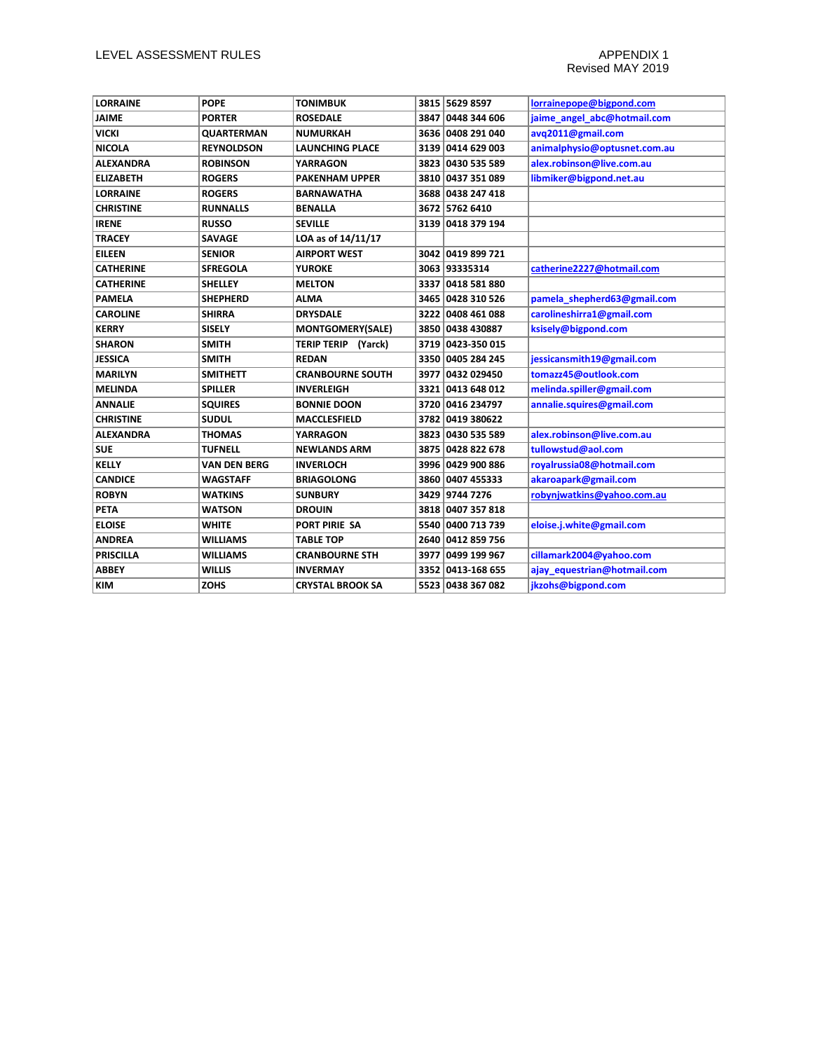| | | | | | |
|---|---|---|---|---|---|
| LORRAINE | POPE | TONIMBUK | 3815 | 5629 8597 | lorrainepope@bigpond.com |
| JAIME | PORTER | ROSEDALE | 3847 | 0448 344 606 | jaime_angel_abc@hotmail.com |
| VICKI | QUARTERMAN | NUMURKAH | 3636 | 0408 291 040 | avq2011@gmail.com |
| NICOLA | REYNOLDSON | LAUNCHING PLACE | 3139 | 0414 629 003 | animalphysio@optusnet.com.au |
| ALEXANDRA | ROBINSON | YARRAGON | 3823 | 0430 535 589 | alex.robinson@live.com.au |
| ELIZABETH | ROGERS | PAKENHAM UPPER | 3810 | 0437 351 089 | libmiker@bigpond.net.au |
| LORRAINE | ROGERS | BARNAWATHA | 3688 | 0438 247 418 | |
| CHRISTINE | RUNNALLS | BENALLA | 3672 | 5762 6410 | |
| IRENE | RUSSO | SEVILLE | 3139 | 0418 379 194 | |
| TRACEY | SAVAGE | LOA as of 14/11/17 | | | |
| EILEEN | SENIOR | AIRPORT WEST | 3042 | 0419 899 721 | |
| CATHERINE | SFREGOLA | YUROKE | 3063 | 93335314 | catherine2227@hotmail.com |
| CATHERINE | SHELLEY | MELTON | 3337 | 0418 581 880 | |
| PAMELA | SHEPHERD | ALMA | 3465 | 0428 310 526 | pamela_shepherd63@gmail.com |
| CAROLINE | SHIRRA | DRYSDALE | 3222 | 0408 461 088 | carolineshirra1@gmail.com |
| KERRY | SISELY | MONTGOMERY(SALE) | 3850 | 0438 430887 | ksisely@bigpond.com |
| SHARON | SMITH | TERIP TERIP (Yarck) | 3719 | 0423-350 015 | |
| JESSICA | SMITH | REDAN | 3350 | 0405 284 245 | jessicansmith19@gmail.com |
| MARILYN | SMITHETT | CRANBOURNE SOUTH | 3977 | 0432 029450 | tomazz45@outlook.com |
| MELINDA | SPILLER | INVERLEIGH | 3321 | 0413 648 012 | melinda.spiller@gmail.com |
| ANNALIE | SQUIRES | BONNIE DOON | 3720 | 0416 234797 | annalie.squires@gmail.com |
| CHRISTINE | SUDUL | MACCLESFIELD | 3782 | 0419 380622 | |
| ALEXANDRA | THOMAS | YARRAGON | 3823 | 0430 535 589 | alex.robinson@live.com.au |
| SUE | TUFNELL | NEWLANDS ARM | 3875 | 0428 822 678 | tullowstud@aol.com |
| KELLY | VAN DEN BERG | INVERLOCH | 3996 | 0429 900 886 | royalrussia08@hotmail.com |
| CANDICE | WAGSTAFF | BRIAGOLONG | 3860 | 0407 455333 | akaroapark@gmail.com |
| ROBYN | WATKINS | SUNBURY | 3429 | 9744 7276 | robynjwatkins@yahoo.com.au |
| PETA | WATSON | DROUIN | 3818 | 0407 357 818 | |
| ELOISE | WHITE | PORT PIRIE SA | 5540 | 0400 713 739 | eloise.j.white@gmail.com |
| ANDREA | WILLIAMS | TABLE TOP | 2640 | 0412 859 756 | |
| PRISCILLA | WILLIAMS | CRANBOURNE STH | 3977 | 0499 199 967 | cillamark2004@yahoo.com |
| ABBEY | WILLIS | INVERMAY | 3352 | 0413-168 655 | ajay_equestrian@hotmail.com |
| KIM | ZOHS | CRYSTAL BROOK SA | 5523 | 0438 367 082 | jkzohs@bigpond.com |